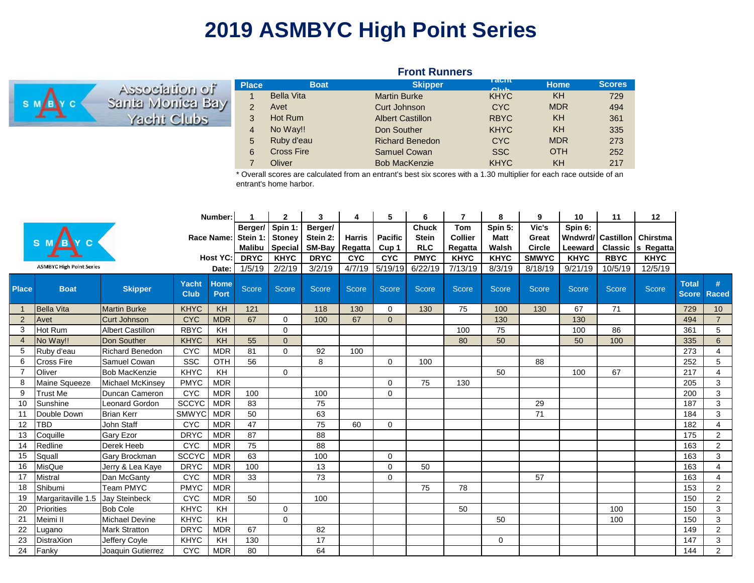# 2019 ASMBYC High Point Series

Association of Santa Monica Bay Yacht Clubs

## Front Runners

| Place | Boat | Skipper | Yacht Club | Home | Scores |
|---|---|---|---|---|---|
| 1 | Bella Vita | Martin Burke | KHYC | KH | 729 |
| 2 | Avet | Curt Johnson | CYC | MDR | 494 |
| 3 | Hot Rum | Albert Castillon | RBYC | KH | 361 |
| 4 | No Way!! | Don Souther | KHYC | KH | 335 |
| 5 | Ruby d'eau | Richard Benedon | CYC | MDR | 273 |
| 6 | Cross Fire | Samuel Cowan | SSC | OTH | 252 |
| 7 | Oliver | Bob MacKenzie | KHYC | KH | 217 |

* Overall scores are calculated from an entrant's best six scores with a 1.30 multiplier for each race outside of an entrant's home harbor.

ASMBYC High Point Series

| | | | | Number: | 1 | 2 | 3 | 4 | 5 | 6 | 7 | 8 | 9 | 10 | 11 | 12 | | |
|---|---|---|---|---|---|---|---|---|---|---|---|---|---|---|---|---|---|---|
| | | | | Race Name: | Berger/ Stein 1: Malibu | Spin 1: Stoney Special | Berger/ Stein 2: SM-Bay | Harris Regatta | Pacific Cup 1 | Chuck Stein RLC | Tom Collier Regatta | Spin 5: Matt Walsh | Vic's Great Circle | Spin 6: Wndwrd/ Leeward | Castillon Classic | Chirstmas Regatta | | |
| | | | | Host YC: | DRYC | KHYC | DRYC | CYC | CYC | PMYC | KHYC | KHYC | SMWYC | KHYC | RBYC | KHYC | | |
| | | | | Date: | 1/5/19 | 2/2/19 | 3/2/19 | 4/7/19 | 5/19/19 | 6/22/19 | 7/13/19 | 8/3/19 | 8/18/19 | 9/21/19 | 10/5/19 | 12/5/19 | | |
| **Place** | **Boat** | **Skipper** | **Yacht Club** | **Home Port** | Score | Score | Score | Score | Score | Score | Score | Score | Score | Score | Score | Score | **Total Score** | **# Raced** |
| 1 | Bella Vita | Martin Burke | KHYC | KH | 121 | | 118 | 130 | 0 | 130 | 75 | 100 | 130 | 67 | 71 | | 729 | 10 |
| 2 | Avet | Curt Johnson | CYC | MDR | 67 | 0 | 100 | 67 | 0 | | | 130 | | 130 | | | 494 | 7 |
| 3 | Hot Rum | Albert Castillon | RBYC | KH | | 0 | | | | | 100 | 75 | | 100 | 86 | | 361 | 5 |
| 4 | No Way!! | Don Souther | KHYC | KH | 55 | 0 | | | | | 80 | 50 | | 50 | 100 | | 335 | 6 |
| 5 | Ruby d'eau | Richard Benedon | CYC | MDR | 81 | 0 | 92 | 100 | | | | | | | | | 273 | 4 |
| 6 | Cross Fire | Samuel Cowan | SSC | OTH | 56 | | 8 | | 0 | 100 | | | 88 | | | | 252 | 5 |
| 7 | Oliver | Bob MacKenzie | KHYC | KH | | 0 | | | | | | 50 | | 100 | 67 | | 217 | 4 |
| 8 | Maine Squeeze | Michael McKinsey | PMYC | MDR | | | | | 0 | 75 | 130 | | | | | | 205 | 3 |
| 9 | Trust Me | Duncan Cameron | CYC | MDR | 100 | | 100 | | 0 | | | | | | | | 200 | 3 |
| 10 | Sunshine | Leonard Gordon | SCCYC | MDR | 83 | | 75 | | | | | | 29 | | | | 187 | 3 |
| 11 | Double Down | Brian Kerr | SMWYC | MDR | 50 | | 63 | | | | | | 71 | | | | 184 | 3 |
| 12 | TBD | John Staff | CYC | MDR | 47 | | 75 | 60 | 0 | | | | | | | | 182 | 4 |
| 13 | Coquille | Gary Ezor | DRYC | MDR | 87 | | 88 | | | | | | | | | | 175 | 2 |
| 14 | Redline | Derek Heeb | CYC | MDR | 75 | | 88 | | | | | | | | | | 163 | 2 |
| 15 | Squall | Gary Brockman | SCCYC | MDR | 63 | | 100 | | 0 | | | | | | | | 163 | 3 |
| 16 | MisQue | Jerry & Lea Kaye | DRYC | MDR | 100 | | 13 | | 0 | 50 | | | | | | | 163 | 4 |
| 17 | Mistral | Dan McGanty | CYC | MDR | 33 | | 73 | | 0 | | | | 57 | | | | 163 | 4 |
| 18 | Shibumi | Team PMYC | PMYC | MDR | | | | | | 75 | 78 | | | | | | 153 | 2 |
| 19 | Margaritaville 1.5 | Jay Steinbeck | CYC | MDR | 50 | | 100 | | | | | | | | | | 150 | 2 |
| 20 | Priorities | Bob Cole | KHYC | KH | | 0 | | | | | 50 | | | | 100 | | 150 | 3 |
| 21 | Meimi II | Michael Devine | KHYC | KH | | 0 | | | | | | 50 | | | 100 | | 150 | 3 |
| 22 | Lugano | Mark Stratton | DRYC | MDR | 67 | | 82 | | | | | | | | | | 149 | 2 |
| 23 | DistraXion | Jeffery Coyle | KHYC | KH | 130 | | 17 | | | | | 0 | | | | | 147 | 3 |
| 24 | Fanky | Joaquin Gutierrez | CYC | MDR | 80 | | 64 | | | | | | | | | | 144 | 2 |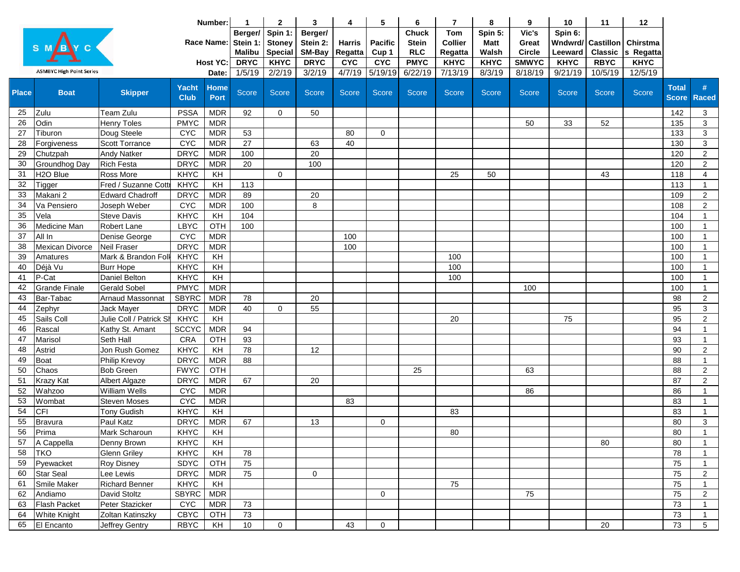| | | Number: | | 1 | 2 | 3 | 4 | 5 | 6 | 7 | 8 | 9 | 10 | 11 | 12 | | |
|---|---|---|---|---|---|---|---|---|---|---|---|---|---|---|---|---|---|
| SMBYC ASMBYC High Point Series | | Race Name: | | Berger/ Stein 1: Malibu | Spin 1: Stoney Special | Berger/ Stein 2: SM-Bay | Harris Regatta | Pacific Cup 1 | Chuck Stein RLC | Tom Collier Regatta | Spin 5: Matt Walsh | Vic's Great Circle | Spin 6: Wndwrd/ Leeward | Castillon Classic | Chirstmas Regatta | | |
| | | Host YC: | | DRYC | KHYC | DRYC | CYC | CYC | PMYC | KHYC | KHYC | SMWYC | KHYC | RBYC | KHYC | | |
| | | Date: | | 1/5/19 | 2/2/19 | 3/2/19 | 4/7/19 | 5/19/19 | 6/22/19 | 7/13/19 | 8/3/19 | 8/18/19 | 9/21/19 | 10/5/19 | 12/5/19 | | |
| **Place** | **Boat** | **Skipper** | **Yacht Club** | **Home Port** | Score | Score | Score | Score | Score | Score | Score | Score | Score | Score | Score | Score | **Total Score** | **# Raced** |
| 25 | Zulu | Team Zulu | PSSA | MDR | 92 | 0 | 50 | | | | | | | | | | 142 | 3 |
| 26 | Odin | Henry Toles | PMYC | MDR | | | | | | | | | 50 | 33 | 52 | | 135 | 3 |
| 27 | Tiburon | Doug Steele | CYC | MDR | 53 | | | 80 | 0 | | | | | | | | 133 | 3 |
| 28 | Forgiveness | Scott Torrance | CYC | MDR | 27 | | 63 | 40 | | | | | | | | | 130 | 3 |
| 29 | Chutzpah | Andy Natker | DRYC | MDR | 100 | | 20 | | | | | | | | | | 120 | 2 |
| 30 | Groundhog Day | Rich Festa | DRYC | MDR | 20 | | 100 | | | | | | | | | | 120 | 2 |
| 31 | H2O Blue | Ross More | KHYC | KH | | 0 | | | | | 25 | 50 | | | 43 | | 118 | 4 |
| 32 | Tigger | Fred / Suzanne Cott | KHYC | KH | 113 | | | | | | | | | | | | 113 | 1 |
| 33 | Makani 2 | Edward Chadroff | DRYC | MDR | 89 | | 20 | | | | | | | | | | 109 | 2 |
| 34 | Va Pensiero | Joseph Weber | CYC | MDR | 100 | | 8 | | | | | | | | | | 108 | 2 |
| 35 | Vela | Steve Davis | KHYC | KH | 104 | | | | | | | | | | | | 104 | 1 |
| 36 | Medicine Man | Robert Lane | LBYC | OTH | 100 | | | | | | | | | | | | 100 | 1 |
| 37 | All In | Denise George | CYC | MDR | | | | 100 | | | | | | | | | 100 | 1 |
| 38 | Mexican Divorce | Neil Fraser | DRYC | MDR | | | | 100 | | | | | | | | | 100 | 1 |
| 39 | Amatures | Mark & Brandon Foll | KHYC | KH | | | | | | | 100 | | | | | | 100 | 1 |
| 40 | Déjà Vu | Burr Hope | KHYC | KH | | | | | | | 100 | | | | | | 100 | 1 |
| 41 | P-Cat | Daniel Belton | KHYC | KH | | | | | | | 100 | | | | | | 100 | 1 |
| 42 | Grande Finale | Gerald Sobel | PMYC | MDR | | | | | | | | | 100 | | | | 100 | 1 |
| 43 | Bar-Tabac | Arnaud Massonnat | SBYRC | MDR | 78 | | 20 | | | | | | | | | | 98 | 2 |
| 44 | Zephyr | Jack Mayer | DRYC | MDR | 40 | 0 | 55 | | | | | | | | | | 95 | 3 |
| 45 | Sails Coll | Julie Coll / Patrick Sh | KHYC | KH | | | | | | | 20 | | | 75 | | | 95 | 2 |
| 46 | Rascal | Kathy St. Amant | SCCYC | MDR | 94 | | | | | | | | | | | | 94 | 1 |
| 47 | Marisol | Seth Hall | CRA | OTH | 93 | | | | | | | | | | | | 93 | 1 |
| 48 | Astrid | Jon Rush Gomez | KHYC | KH | 78 | | 12 | | | | | | | | | | 90 | 2 |
| 49 | Boat | Philip Krevoy | DRYC | MDR | 88 | | | | | | | | | | | | 88 | 1 |
| 50 | Chaos | Bob Green | FWYC | OTH | | | | | | 25 | | | 63 | | | | 88 | 2 |
| 51 | Krazy Kat | Albert Algaze | DRYC | MDR | 67 | | 20 | | | | | | | | | | 87 | 2 |
| 52 | Wahzoo | William Wells | CYC | MDR | | | | | | | | | 86 | | | | 86 | 1 |
| 53 | Wombat | Steven Moses | CYC | MDR | | | | 83 | | | | | | | | | 83 | 1 |
| 54 | CFI | Tony Gudish | KHYC | KH | | | | | | | 83 | | | | | | 83 | 1 |
| 55 | Bravura | Paul Katz | DRYC | MDR | 67 | | 13 | | 0 | | | | | | | | 80 | 3 |
| 56 | Prima | Mark Scharoun | KHYC | KH | | | | | | | 80 | | | | | | 80 | 1 |
| 57 | A Cappella | Denny Brown | KHYC | KH | | | | | | | | | | | 80 | | 80 | 1 |
| 58 | TKO | Glenn Griley | KHYC | KH | 78 | | | | | | | | | | | | 78 | 1 |
| 59 | Pyewacket | Roy Disney | SDYC | OTH | 75 | | | | | | | | | | | | 75 | 1 |
| 60 | Star Seal | Lee Lewis | DRYC | MDR | 75 | | 0 | | | | | | | | | | 75 | 2 |
| 61 | Smile Maker | Richard Benner | KHYC | KH | | | | | | | 75 | | | | | | 75 | 1 |
| 62 | Andiamo | David Stoltz | SBYRC | MDR | | | | | 0 | | | | 75 | | | | 75 | 2 |
| 63 | Flash Packet | Peter Stazicker | CYC | MDR | 73 | | | | | | | | | | | | 73 | 1 |
| 64 | White Knight | Zoltan Katinszky | CBYC | OTH | 73 | | | | | | | | | | | | 73 | 1 |
| 65 | El Encanto | Jeffrey Gentry | RBYC | KH | 10 | 0 | | 43 | 0 | | | | | | 20 | | 73 | 5 |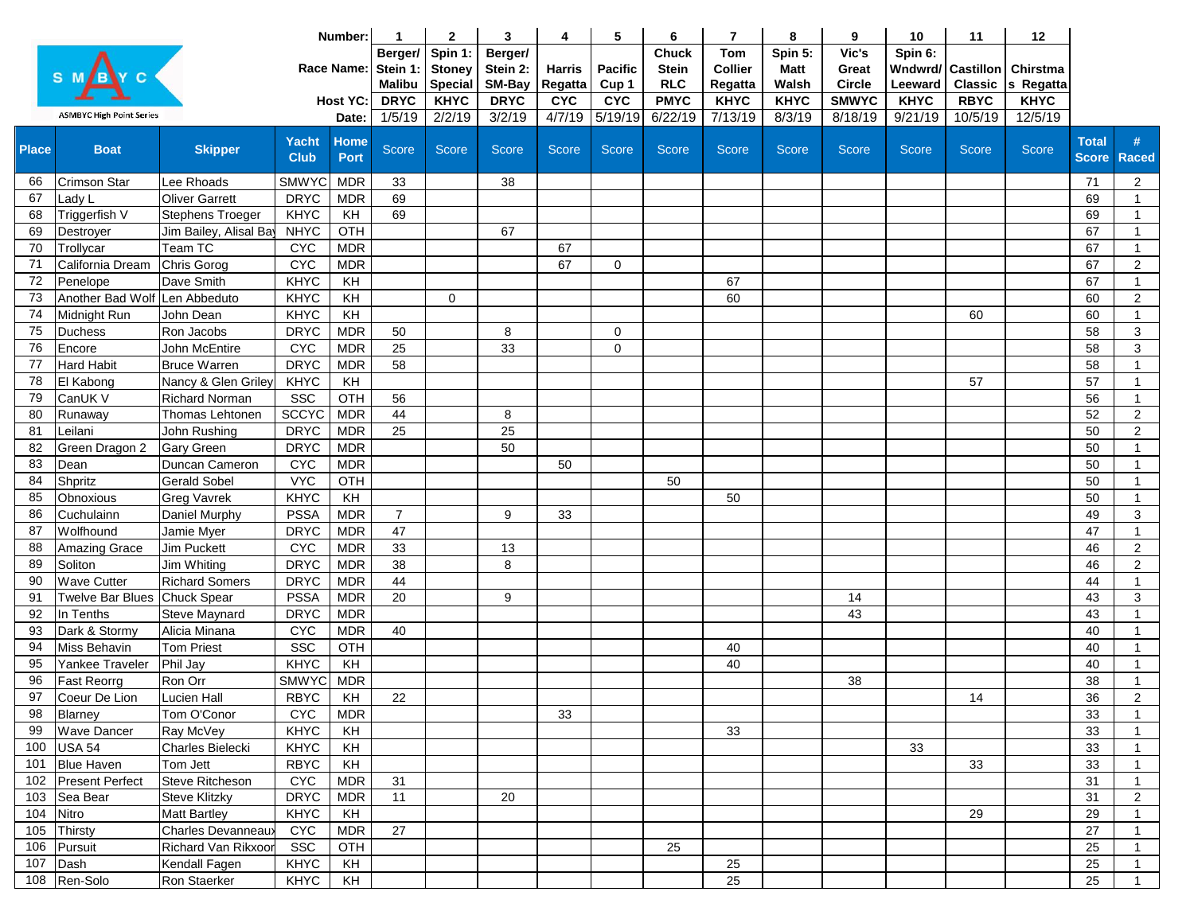| | | | | Number: | 1 | 2 | 3 | 4 | 5 | 6 | 7 | 8 | 9 | 10 | 11 | 12 | | |
|---|---|---|---|---|---|---|---|---|---|---|---|---|---|---|---|---|---|---|
| | | | | Race Name: | Berger/ Stein 1: Malibu | Spin 1: Stoney Special | Berger/ Stein 2: SM-Bay | Harris Regatta | Pacific Cup 1 | Chuck Stein RLC | Tom Collier Regatta | Spin 5: Matt Walsh | Vic's Great Circle | Spin 6: Wndwrd/ Leeward | Castillon Classic | Chirstmas Regatta | | |
| | | | | Host YC: | DRYC | KHYC | DRYC | CYC | CYC | PMYC | KHYC | KHYC | SMWYC | KHYC | RBYC | KHYC | | |
| | | | | Date: | 1/5/19 | 2/2/19 | 3/2/19 | 4/7/19 | 5/19/19 | 6/22/19 | 7/13/19 | 8/3/19 | 8/18/19 | 9/21/19 | 10/5/19 | 12/5/19 | | |
| **Place** | **Boat** | **Skipper** | **Yacht Club** | **Home Port** | Score | Score | Score | Score | Score | Score | Score | Score | Score | Score | Score | Score | **Total Score** | **# Raced** |
| 66 | Crimson Star | Lee Rhoads | SMWYC | MDR | 33 | | 38 | | | | | | | | | | 71 | 2 |
| 67 | Lady L | Oliver Garrett | DRYC | MDR | 69 | | | | | | | | | | | | 69 | 1 |
| 68 | Triggerfish V | Stephens Troeger | KHYC | KH | 69 | | | | | | | | | | | | 69 | 1 |
| 69 | Destroyer | Jim Bailey, Alisal Bay | NHYC | OTH | | | 67 | | | | | | | | | | 67 | 1 |
| 70 | Trollycar | Team TC | CYC | MDR | | | | 67 | | | | | | | | | 67 | 1 |
| 71 | California Dream | Chris Gorog | CYC | MDR | | | | 67 | 0 | | | | | | | | 67 | 2 |
| 72 | Penelope | Dave Smith | KHYC | KH | | | | | | | 67 | | | | | | 67 | 1 |
| 73 | Another Bad Wolf | Len Abbeduto | KHYC | KH | | 0 | | | | | 60 | | | | | | 60 | 2 |
| 74 | Midnight Run | John Dean | KHYC | KH | | | | | | | | | | | 60 | | 60 | 1 |
| 75 | Duchess | Ron Jacobs | DRYC | MDR | 50 | | 8 | | 0 | | | | | | | | 58 | 3 |
| 76 | Encore | John McEntire | CYC | MDR | 25 | | 33 | | 0 | | | | | | | | 58 | 3 |
| 77 | Hard Habit | Bruce Warren | DRYC | MDR | 58 | | | | | | | | | | | | 58 | 1 |
| 78 | El Kabong | Nancy & Glen Griley | KHYC | KH | | | | | | | | | | | 57 | | 57 | 1 |
| 79 | CanUK V | Richard Norman | SSC | OTH | 56 | | | | | | | | | | | | 56 | 1 |
| 80 | Runaway | Thomas Lehtonen | SCCYC | MDR | 44 | | 8 | | | | | | | | | | 52 | 2 |
| 81 | Leilani | John Rushing | DRYC | MDR | 25 | | 25 | | | | | | | | | | 50 | 2 |
| 82 | Green Dragon 2 | Gary Green | DRYC | MDR | | | 50 | | | | | | | | | | 50 | 1 |
| 83 | Dean | Duncan Cameron | CYC | MDR | | | | 50 | | | | | | | | | 50 | 1 |
| 84 | Shpritz | Gerald Sobel | VYC | OTH | | | | | | 50 | | | | | | | 50 | 1 |
| 85 | Obnoxious | Greg Vavrek | KHYC | KH | | | | | | | 50 | | | | | | 50 | 1 |
| 86 | Cuchulainn | Daniel Murphy | PSSA | MDR | 7 | | 9 | 33 | | | | | | | | | 49 | 3 |
| 87 | Wolfhound | Jamie Myer | DRYC | MDR | 47 | | | | | | | | | | | | 47 | 1 |
| 88 | Amazing Grace | Jim Puckett | CYC | MDR | 33 | | 13 | | | | | | | | | | 46 | 2 |
| 89 | Soliton | Jim Whiting | DRYC | MDR | 38 | | 8 | | | | | | | | | | 46 | 2 |
| 90 | Wave Cutter | Richard Somers | DRYC | MDR | 44 | | | | | | | | | | | | 44 | 1 |
| 91 | Twelve Bar Blues | Chuck Spear | PSSA | MDR | 20 | | 9 | | | | | | 14 | | | | 43 | 3 |
| 92 | In Tenths | Steve Maynard | DRYC | MDR | | | | | | | | | 43 | | | | 43 | 1 |
| 93 | Dark & Stormy | Alicia Minana | CYC | MDR | 40 | | | | | | | | | | | | 40 | 1 |
| 94 | Miss Behavin | Tom Priest | SSC | OTH | | | | | | | 40 | | | | | | 40 | 1 |
| 95 | Yankee Traveler | Phil Jay | KHYC | KH | | | | | | | 40 | | | | | | 40 | 1 |
| 96 | Fast Reorrg | Ron Orr | SMWYC | MDR | | | | | | | | | 38 | | | | 38 | 1 |
| 97 | Coeur De Lion | Lucien Hall | RBYC | KH | 22 | | | | | | | | | | 14 | | 36 | 2 |
| 98 | Blarney | Tom O'Conor | CYC | MDR | | | | 33 | | | | | | | | | 33 | 1 |
| 99 | Wave Dancer | Ray McVey | KHYC | KH | | | | | | | 33 | | | | | | 33 | 1 |
| 100 | USA 54 | Charles Bielecki | KHYC | KH | | | | | | | | | | 33 | | | 33 | 1 |
| 101 | Blue Haven | Tom Jett | RBYC | KH | | | | | | | | | | | 33 | | 33 | 1 |
| 102 | Present Perfect | Steve Ritcheson | CYC | MDR | 31 | | | | | | | | | | | | 31 | 1 |
| 103 | Sea Bear | Steve Klitzky | DRYC | MDR | 11 | | 20 | | | | | | | | | | 31 | 2 |
| 104 | Nitro | Matt Bartley | KHYC | KH | | | | | | | | | | | 29 | | 29 | 1 |
| 105 | Thirsty | Charles Devanneaux | CYC | MDR | 27 | | | | | | | | | | | | 27 | 1 |
| 106 | Pursuit | Richard Van Rikxoort | SSC | OTH | | | | | | 25 | | | | | | | 25 | 1 |
| 107 | Dash | Kendall Fagen | KHYC | KH | | | | | | | 25 | | | | | | 25 | 1 |
| 108 | Ren-Solo | Ron Staerker | KHYC | KH | | | | | | | 25 | | | | | | 25 | 1 |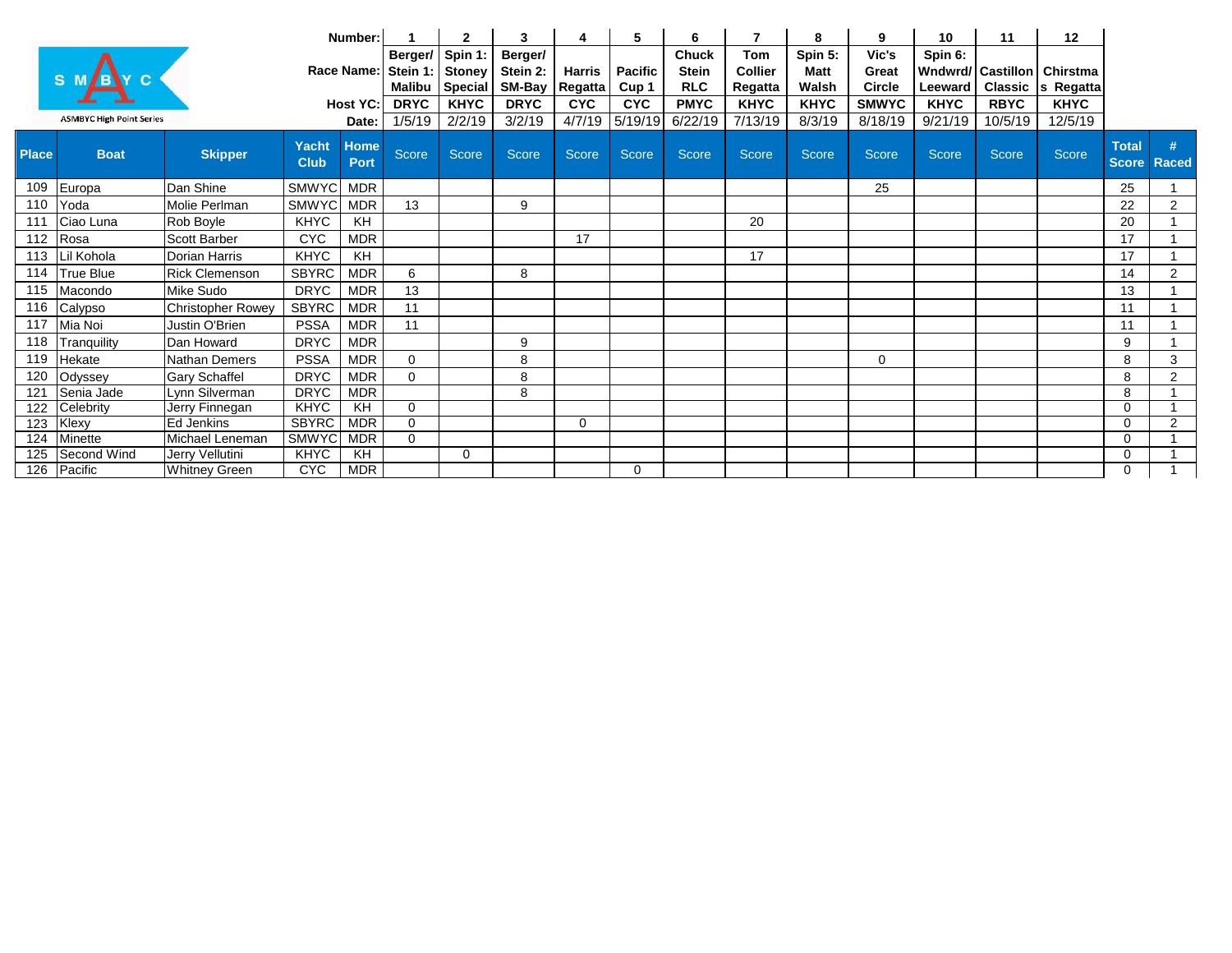ASMBYC High Point Series

| | | | | Number: | 1 | 2 | 3 | 4 | 5 | 6 | 7 | 8 | 9 | 10 | 11 | 12 | | |
|---|---|---|---|---|---|---|---|---|---|---|---|---|---|---|---|---|---|---|
| | | | | Race Name: | Berger/ Stein 1: Malibu | Spin 1: Stoney Special | Berger/ Stein 2: SM-Bay | Harris Regatta | Pacific Cup 1 | Chuck Stein RLC | Tom Collier Regatta | Spin 5: Matt Walsh | Vic's Great Circle | Spin 6: Wndwrd/ Leeward | Castillon Classic | Chirstmas Regatta | | |
| | | | | Host YC: | DRYC | KHYC | DRYC | CYC | CYC | PMYC | KHYC | KHYC | SMWYC | KHYC | RBYC | KHYC | | |
| | | | | Date: | 1/5/19 | 2/2/19 | 3/2/19 | 4/7/19 | 5/19/19 | 6/22/19 | 7/13/19 | 8/3/19 | 8/18/19 | 9/21/19 | 10/5/19 | 12/5/19 | | |
| **Place** | **Boat** | **Skipper** | **Yacht Club** | **Home Port** | Score | Score | Score | Score | Score | Score | Score | Score | Score | Score | Score | Score | **Total Score** | **# Raced** |
| 109 | Europa | Dan Shine | SMWYC | MDR | | | | | | | | | 25 | | | | 25 | 1 |
| 110 | Yoda | Molie Perlman | SMWYC | MDR | 13 | | 9 | | | | | | | | | | 22 | 2 |
| 111 | Ciao Luna | Rob Boyle | KHYC | KH | | | | | | | 20 | | | | | | 20 | 1 |
| 112 | Rosa | Scott Barber | CYC | MDR | | | | 17 | | | | | | | | | 17 | 1 |
| 113 | Lil Kohola | Dorian Harris | KHYC | KH | | | | | | | 17 | | | | | | 17 | 1 |
| 114 | True Blue | Rick Clemenson | SBYRC | MDR | 6 | | 8 | | | | | | | | | | 14 | 2 |
| 115 | Macondo | Mike Sudo | DRYC | MDR | 13 | | | | | | | | | | | | 13 | 1 |
| 116 | Calypso | Christopher Rowey | SBYRC | MDR | 11 | | | | | | | | | | | | 11 | 1 |
| 117 | Mia Noi | Justin O'Brien | PSSA | MDR | 11 | | | | | | | | | | | | 11 | 1 |
| 118 | Tranquility | Dan Howard | DRYC | MDR | | | 9 | | | | | | | | | | 9 | 1 |
| 119 | Hekate | Nathan Demers | PSSA | MDR | 0 | | 8 | | | | | | 0 | | | | 8 | 3 |
| 120 | Odyssey | Gary Schaffel | DRYC | MDR | 0 | | 8 | | | | | | | | | | 8 | 2 |
| 121 | Senia Jade | Lynn Silverman | DRYC | MDR | | | 8 | | | | | | | | | | 8 | 1 |
| 122 | Celebrity | Jerry Finnegan | KHYC | KH | 0 | | | | | | | | | | | | 0 | 1 |
| 123 | Klexy | Ed Jenkins | SBYRC | MDR | 0 | | | 0 | | | | | | | | | 0 | 2 |
| 124 | Minette | Michael Leneman | SMWYC | MDR | 0 | | | | | | | | | | | | 0 | 1 |
| 125 | Second Wind | Jerry Vellutini | KHYC | KH | | 0 | | | | | | | | | | | 0 | 1 |
| 126 | Pacific | Whitney Green | CYC | MDR | | | | | 0 | | | | | | | | 0 | 1 |